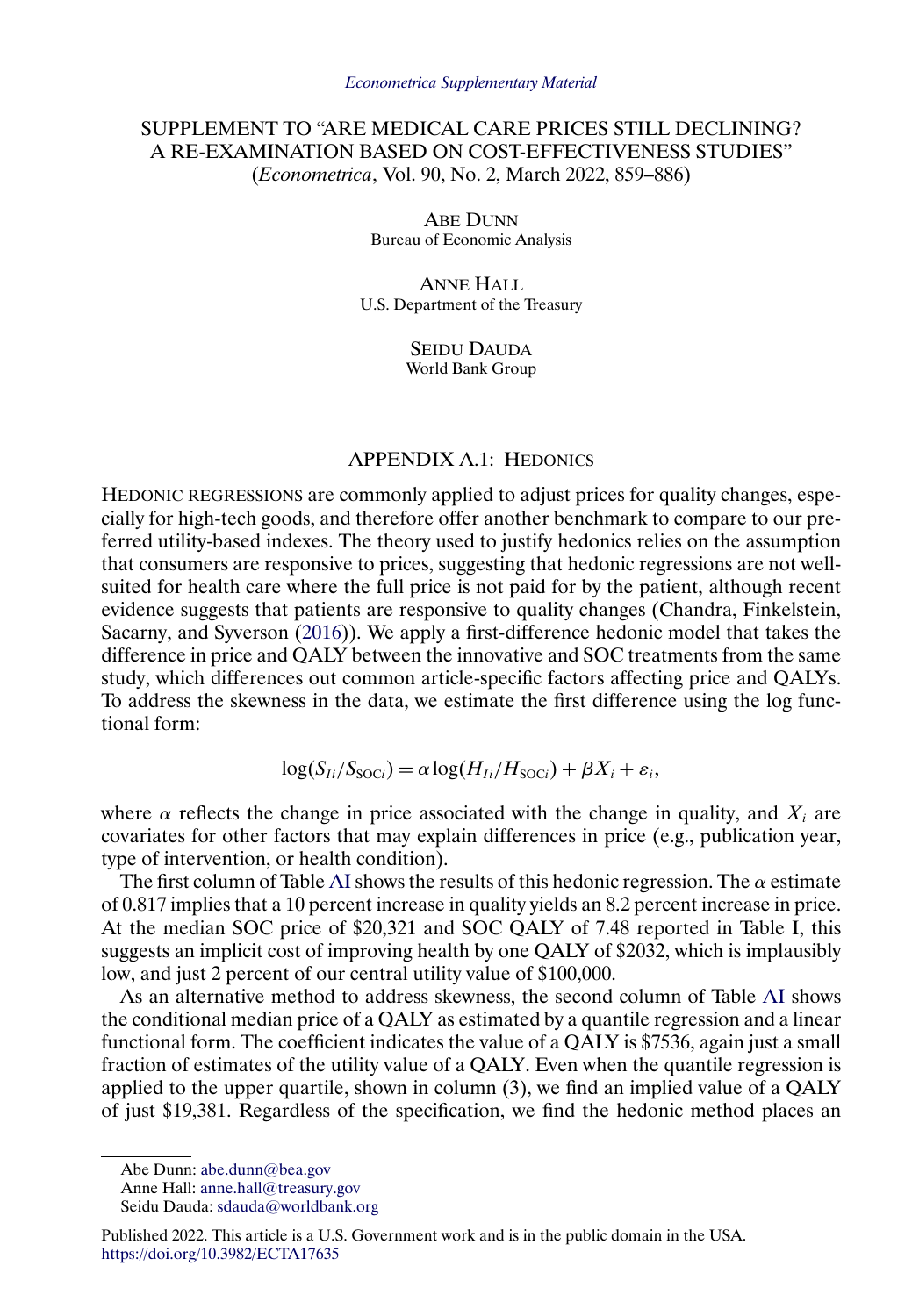*Econometrica Supplementary Material*

# SUPPLEMENT TO "ARE MEDICAL CARE PRICES STILL DECLINING? A RE-EXAMINATION BASED ON COST-EFFECTIVENESS STUDIES"
(*Econometrica*, Vol. 90, No. 2, March 2022, 859–886)

ABE DUNN
Bureau of Economic Analysis

ANNE HALL
U.S. Department of the Treasury

SEIDU DAUDA
World Bank Group

## APPENDIX A.1: HEDONICS

HEDONIC REGRESSIONS are commonly applied to adjust prices for quality changes, especially for high-tech goods, and therefore offer another benchmark to compare to our preferred utility-based indexes. The theory used to justify hedonics relies on the assumption that consumers are responsive to prices, suggesting that hedonic regressions are not well-suited for health care where the full price is not paid for by the patient, although recent evidence suggests that patients are responsive to quality changes (Chandra, Finkelstein, Sacarny, and Syverson (2016)). We apply a first-difference hedonic model that takes the difference in price and QALY between the innovative and SOC treatments from the same study, which differences out common article-specific factors affecting price and QALYs. To address the skewness in the data, we estimate the first difference using the log functional form:

$$\log(S_{Ii}/S_{\mathrm{SOC}i}) = \alpha \log(H_{Ii}/H_{\mathrm{SOC}i}) + \beta X_i + \varepsilon_i,$$

where $\alpha$ reflects the change in price associated with the change in quality, and $X_i$ are covariates for other factors that may explain differences in price (e.g., publication year, type of intervention, or health condition).

The first column of Table AI shows the results of this hedonic regression. The $\alpha$ estimate of 0.817 implies that a 10 percent increase in quality yields an 8.2 percent increase in price. At the median SOC price of \$20,321 and SOC QALY of 7.48 reported in Table I, this suggests an implicit cost of improving health by one QALY of \$2032, which is implausibly low, and just 2 percent of our central utility value of \$100,000.

As an alternative method to address skewness, the second column of Table AI shows the conditional median price of a QALY as estimated by a quantile regression and a linear functional form. The coefficient indicates the value of a QALY is \$7536, again just a small fraction of estimates of the utility value of a QALY. Even when the quantile regression is applied to the upper quartile, shown in column (3), we find an implied value of a QALY of just \$19,381. Regardless of the specification, we find the hedonic method places an

Abe Dunn: abe.dunn@bea.gov
Anne Hall: anne.hall@treasury.gov
Seidu Dauda: sdauda@worldbank.org

Published 2022. This article is a U.S. Government work and is in the public domain in the USA.
https://doi.org/10.3982/ECTA17635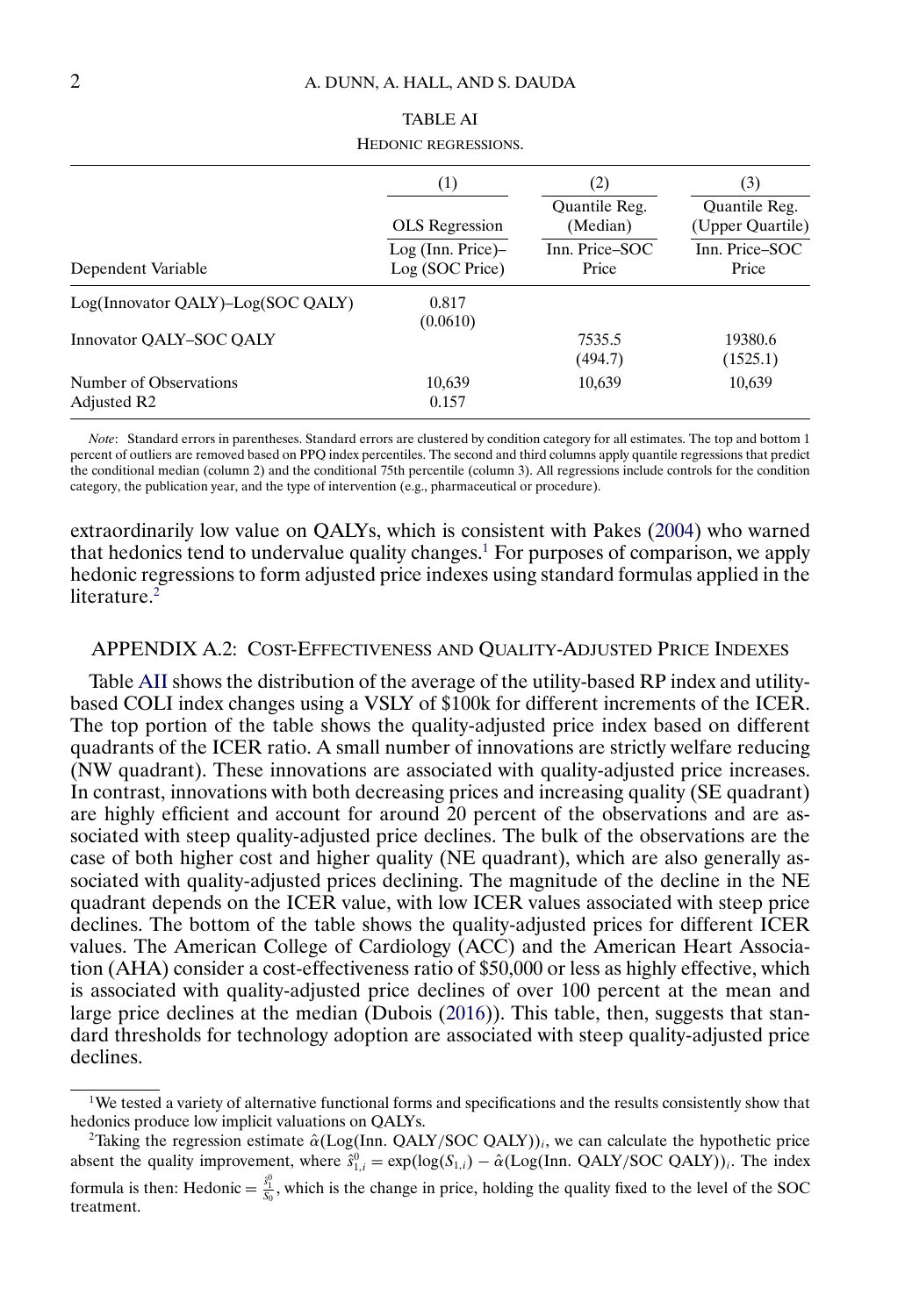TABLE AI

HEDONIC REGRESSIONS.

| | (1) | (2) | (3) |
|---|---|---|---|
| | OLS Regression | Quantile Reg. (Median) | Quantile Reg. (Upper Quartile) |
| Dependent Variable | Log (Inn. Price)–Log (SOC Price) | Inn. Price–SOC Price | Inn. Price–SOC Price |
| Log(Innovator QALY)–Log(SOC QALY) | 0.817 (0.0610) | | |
| Innovator QALY–SOC QALY | | 7535.5 (494.7) | 19380.6 (1525.1) |
| Number of Observations | 10,639 | 10,639 | 10,639 |
| Adjusted R2 | 0.157 | | |

*Note*: Standard errors in parentheses. Standard errors are clustered by condition category for all estimates. The top and bottom 1 percent of outliers are removed based on PPQ index percentiles. The second and third columns apply quantile regressions that predict the conditional median (column 2) and the conditional 75th percentile (column 3). All regressions include controls for the condition category, the publication year, and the type of intervention (e.g., pharmaceutical or procedure).

extraordinarily low value on QALYs, which is consistent with Pakes (2004) who warned that hedonics tend to undervalue quality changes.[1] For purposes of comparison, we apply hedonic regressions to form adjusted price indexes using standard formulas applied in the literature.[2]

## APPENDIX A.2: COST-EFFECTIVENESS AND QUALITY-ADJUSTED PRICE INDEXES

Table AII shows the distribution of the average of the utility-based RP index and utility-based COLI index changes using a VSLY of \$100k for different increments of the ICER. The top portion of the table shows the quality-adjusted price index based on different quadrants of the ICER ratio. A small number of innovations are strictly welfare reducing (NW quadrant). These innovations are associated with quality-adjusted price increases. In contrast, innovations with both decreasing prices and increasing quality (SE quadrant) are highly efficient and account for around 20 percent of the observations and are associated with steep quality-adjusted price declines. The bulk of the observations are the case of both higher cost and higher quality (NE quadrant), which are also generally associated with quality-adjusted prices declining. The magnitude of the decline in the NE quadrant depends on the ICER value, with low ICER values associated with steep price declines. The bottom of the table shows the quality-adjusted prices for different ICER values. The American College of Cardiology (ACC) and the American Heart Association (AHA) consider a cost-effectiveness ratio of \$50,000 or less as highly effective, which is associated with quality-adjusted price declines of over 100 percent at the mean and large price declines at the median (Dubois (2016)). This table, then, suggests that standard thresholds for technology adoption are associated with steep quality-adjusted price declines.

[1] We tested a variety of alternative functional forms and specifications and the results consistently show that hedonics produce low implicit valuations on QALYs.

[2] Taking the regression estimate $\hat{\alpha}(\text{Log(Inn. QALY/SOC QALY)})_i$, we can calculate the hypothetic price absent the quality improvement, where $\hat{s}^0_{1,i} = \exp(\log(S_{1,i}) - \hat{\alpha}(\text{Log(Inn. QALY/SOC QALY)})_i$. The index formula is then: Hedonic $= \frac{\hat{s}^0_1}{S_0}$, which is the change in price, holding the quality fixed to the level of the SOC treatment.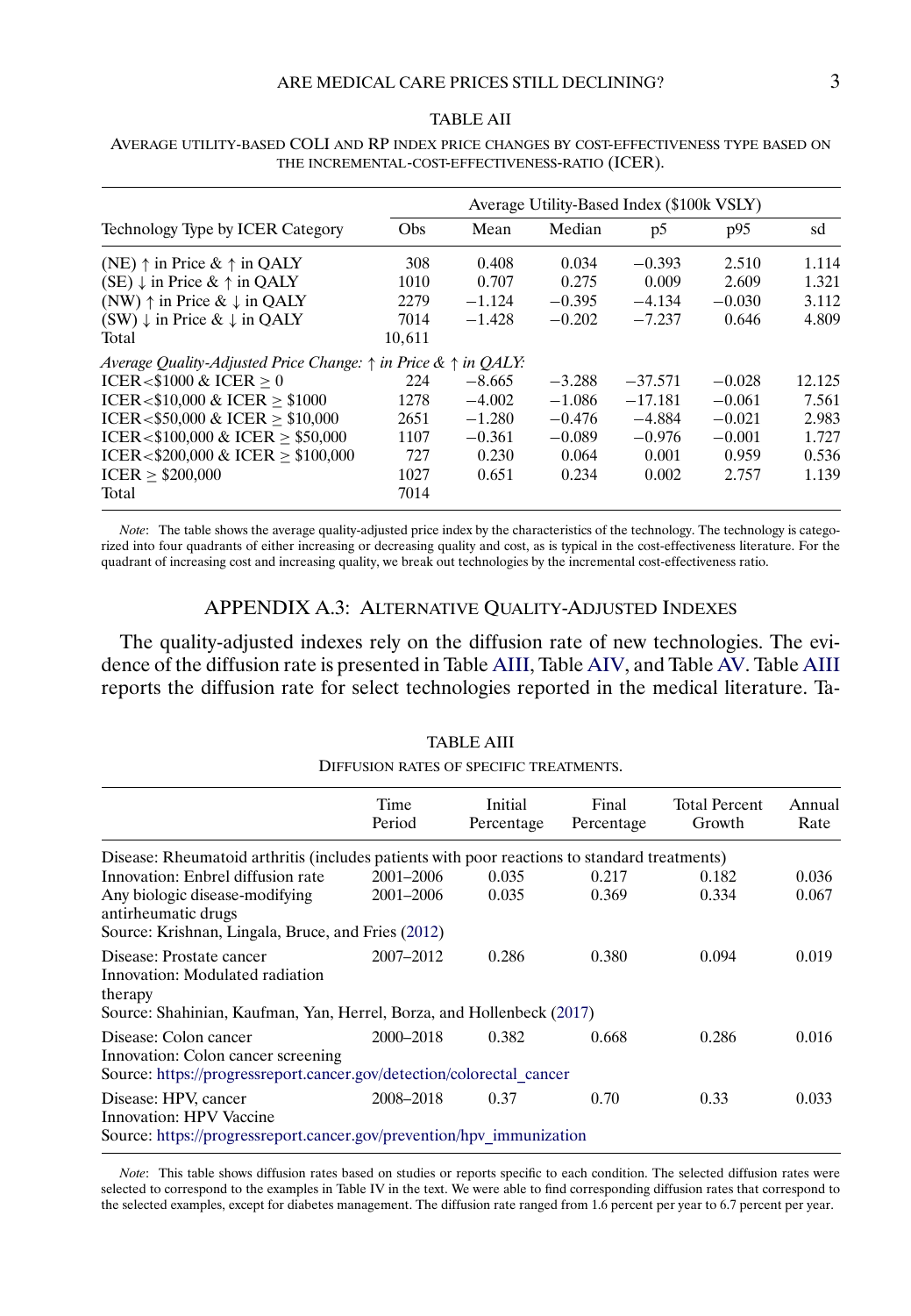TABLE AII

AVERAGE UTILITY-BASED COLI AND RP INDEX PRICE CHANGES BY COST-EFFECTIVENESS TYPE BASED ON THE INCREMENTAL-COST-EFFECTIVENESS-RATIO (ICER).

| Technology Type by ICER Category | Average Utility-Based Index ($100k VSLY) | | | | | |
|---|---|---|---|---|---|---|
| | Obs | Mean | Median | p5 | p95 | sd |
| (NE) ↑ in Price & ↑ in QALY | 308 | 0.408 | 0.034 | −0.393 | 2.510 | 1.114 |
| (SE) ↓ in Price & ↑ in QALY | 1010 | 0.707 | 0.275 | 0.009 | 2.609 | 1.321 |
| (NW) ↑ in Price & ↓ in QALY | 2279 | −1.124 | −0.395 | −4.134 | −0.030 | 3.112 |
| (SW) ↓ in Price & ↓ in QALY | 7014 | −1.428 | −0.202 | −7.237 | 0.646 | 4.809 |
| Total | 10,611 | | | | | |
| *Average Quality-Adjusted Price Change: ↑ in Price & ↑ in QALY:* | | | | | | |
| ICER < $1000 & ICER ≥ 0 | 224 | −8.665 | −3.288 | −37.571 | −0.028 | 12.125 |
| ICER < $10,000 & ICER ≥ $1000 | 1278 | −4.002 | −1.086 | −17.181 | −0.061 | 7.561 |
| ICER < $50,000 & ICER ≥ $10,000 | 2651 | −1.280 | −0.476 | −4.884 | −0.021 | 2.983 |
| ICER < $100,000 & ICER ≥ $50,000 | 1107 | −0.361 | −0.089 | −0.976 | −0.001 | 1.727 |
| ICER < $200,000 & ICER ≥ $100,000 | 727 | 0.230 | 0.064 | 0.001 | 0.959 | 0.536 |
| ICER ≥ $200,000 | 1027 | 0.651 | 0.234 | 0.002 | 2.757 | 1.139 |
| Total | 7014 | | | | | |

*Note*: The table shows the average quality-adjusted price index by the characteristics of the technology. The technology is categorized into four quadrants of either increasing or decreasing quality and cost, as is typical in the cost-effectiveness literature. For the quadrant of increasing cost and increasing quality, we break out technologies by the incremental cost-effectiveness ratio.

## APPENDIX A.3: ALTERNATIVE QUALITY-ADJUSTED INDEXES

The quality-adjusted indexes rely on the diffusion rate of new technologies. The evidence of the diffusion rate is presented in Table AIII, Table AIV, and Table AV. Table AIII reports the diffusion rate for select technologies reported in the medical literature. Ta-

TABLE AIII

DIFFUSION RATES OF SPECIFIC TREATMENTS.

| | Time Period | Initial Percentage | Final Percentage | Total Percent Growth | Annual Rate |
|---|---|---|---|---|---|
| Disease: Rheumatoid arthritis (includes patients with poor reactions to standard treatments) | | | | | |
| Innovation: Enbrel diffusion rate | 2001–2006 | 0.035 | 0.217 | 0.182 | 0.036 |
| Any biologic disease-modifying antirheumatic drugs | 2001–2006 | 0.035 | 0.369 | 0.334 | 0.067 |
| Source: Krishnan, Lingala, Bruce, and Fries (2012) | | | | | |
| Disease: Prostate cancer<br>Innovation: Modulated radiation therapy | 2007–2012 | 0.286 | 0.380 | 0.094 | 0.019 |
| Source: Shahinian, Kaufman, Yan, Herrel, Borza, and Hollenbeck (2017) | | | | | |
| Disease: Colon cancer<br>Innovation: Colon cancer screening | 2000–2018 | 0.382 | 0.668 | 0.286 | 0.016 |
| Source: https://progressreport.cancer.gov/detection/colorectal_cancer | | | | | |
| Disease: HPV, cancer<br>Innovation: HPV Vaccine | 2008–2018 | 0.37 | 0.70 | 0.33 | 0.033 |
| Source: https://progressreport.cancer.gov/prevention/hpv_immunization | | | | | |

*Note*: This table shows diffusion rates based on studies or reports specific to each condition. The selected diffusion rates were selected to correspond to the examples in Table IV in the text. We were able to find corresponding diffusion rates that correspond to the selected examples, except for diabetes management. The diffusion rate ranged from 1.6 percent per year to 6.7 percent per year.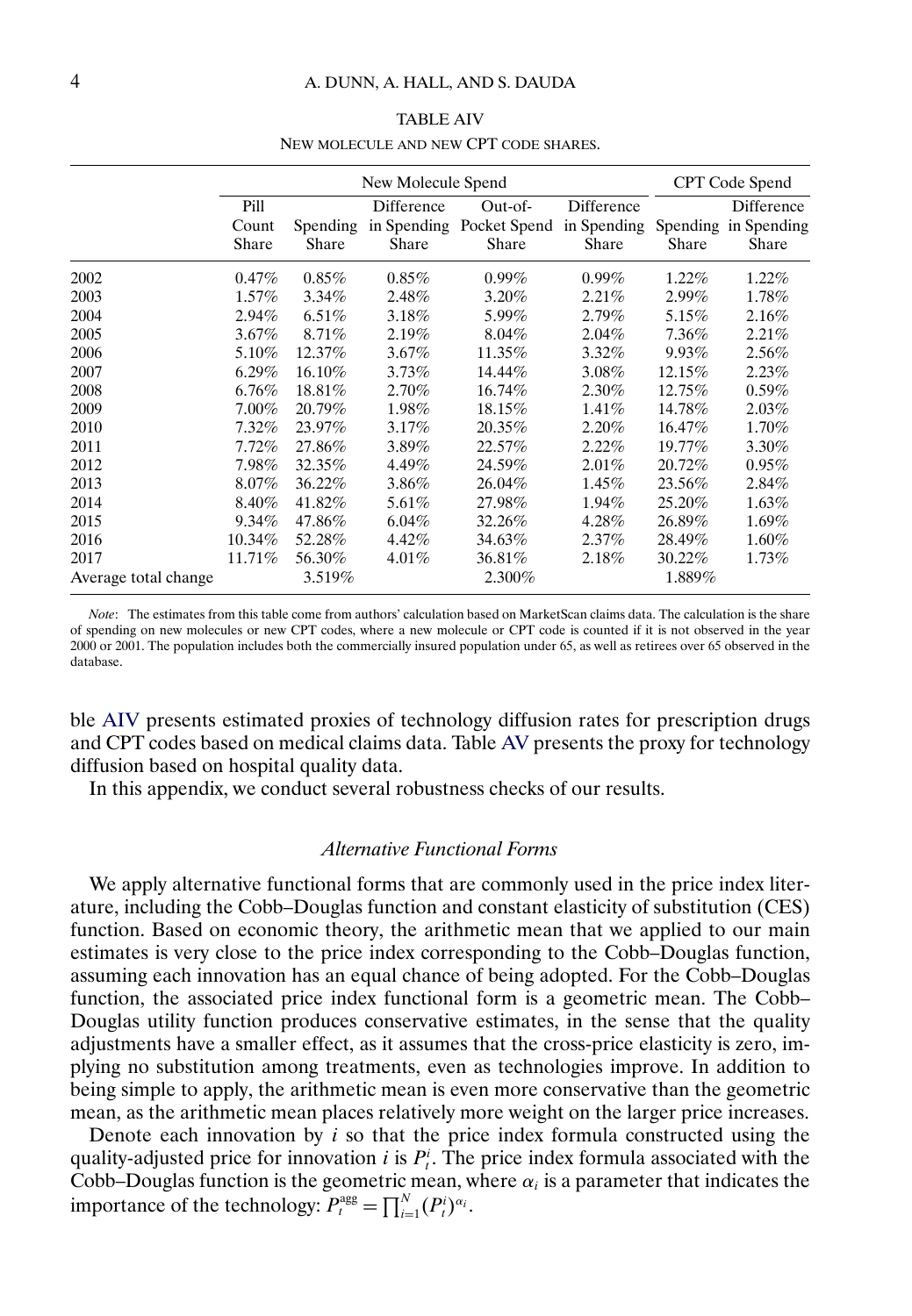TABLE AIV

NEW MOLECULE AND NEW CPT CODE SHARES.

| | New Molecule Spend | | | | | CPT Code Spend | |
|---|---|---|---|---|---|---|---|
| | Pill Count Share | Spending Share | Difference in Spending Share | Out-of-Pocket Spend Share | Difference in Spending Share | Spending Share | Difference in Spending Share |
| 2002 | 0.47% | 0.85% | 0.85% | 0.99% | 0.99% | 1.22% | 1.22% |
| 2003 | 1.57% | 3.34% | 2.48% | 3.20% | 2.21% | 2.99% | 1.78% |
| 2004 | 2.94% | 6.51% | 3.18% | 5.99% | 2.79% | 5.15% | 2.16% |
| 2005 | 3.67% | 8.71% | 2.19% | 8.04% | 2.04% | 7.36% | 2.21% |
| 2006 | 5.10% | 12.37% | 3.67% | 11.35% | 3.32% | 9.93% | 2.56% |
| 2007 | 6.29% | 16.10% | 3.73% | 14.44% | 3.08% | 12.15% | 2.23% |
| 2008 | 6.76% | 18.81% | 2.70% | 16.74% | 2.30% | 12.75% | 0.59% |
| 2009 | 7.00% | 20.79% | 1.98% | 18.15% | 1.41% | 14.78% | 2.03% |
| 2010 | 7.32% | 23.97% | 3.17% | 20.35% | 2.20% | 16.47% | 1.70% |
| 2011 | 7.72% | 27.86% | 3.89% | 22.57% | 2.22% | 19.77% | 3.30% |
| 2012 | 7.98% | 32.35% | 4.49% | 24.59% | 2.01% | 20.72% | 0.95% |
| 2013 | 8.07% | 36.22% | 3.86% | 26.04% | 1.45% | 23.56% | 2.84% |
| 2014 | 8.40% | 41.82% | 5.61% | 27.98% | 1.94% | 25.20% | 1.63% |
| 2015 | 9.34% | 47.86% | 6.04% | 32.26% | 4.28% | 26.89% | 1.69% |
| 2016 | 10.34% | 52.28% | 4.42% | 34.63% | 2.37% | 28.49% | 1.60% |
| 2017 | 11.71% | 56.30% | 4.01% | 36.81% | 2.18% | 30.22% | 1.73% |
| Average total change | | 3.519% | | 2.300% | | 1.889% | |

*Note*: The estimates from this table come from authors' calculation based on MarketScan claims data. The calculation is the share of spending on new molecules or new CPT codes, where a new molecule or CPT code is counted if it is not observed in the year 2000 or 2001. The population includes both the commercially insured population under 65, as well as retirees over 65 observed in the database.

ble AIV presents estimated proxies of technology diffusion rates for prescription drugs and CPT codes based on medical claims data. Table AV presents the proxy for technology diffusion based on hospital quality data.

In this appendix, we conduct several robustness checks of our results.

### *Alternative Functional Forms*

We apply alternative functional forms that are commonly used in the price index literature, including the Cobb–Douglas function and constant elasticity of substitution (CES) function. Based on economic theory, the arithmetic mean that we applied to our main estimates is very close to the price index corresponding to the Cobb–Douglas function, assuming each innovation has an equal chance of being adopted. For the Cobb–Douglas function, the associated price index functional form is a geometric mean. The Cobb–Douglas utility function produces conservative estimates, in the sense that the quality adjustments have a smaller effect, as it assumes that the cross-price elasticity is zero, implying no substitution among treatments, even as technologies improve. In addition to being simple to apply, the arithmetic mean is even more conservative than the geometric mean, as the arithmetic mean places relatively more weight on the larger price increases.

Denote each innovation by $i$ so that the price index formula constructed using the quality-adjusted price for innovation $i$ is $P_t^i$. The price index formula associated with the Cobb–Douglas function is the geometric mean, where $\alpha_i$ is a parameter that indicates the importance of the technology: $P_t^{\text{agg}} = \prod_{i=1}^{N} (P_t^i)^{\alpha_i}$.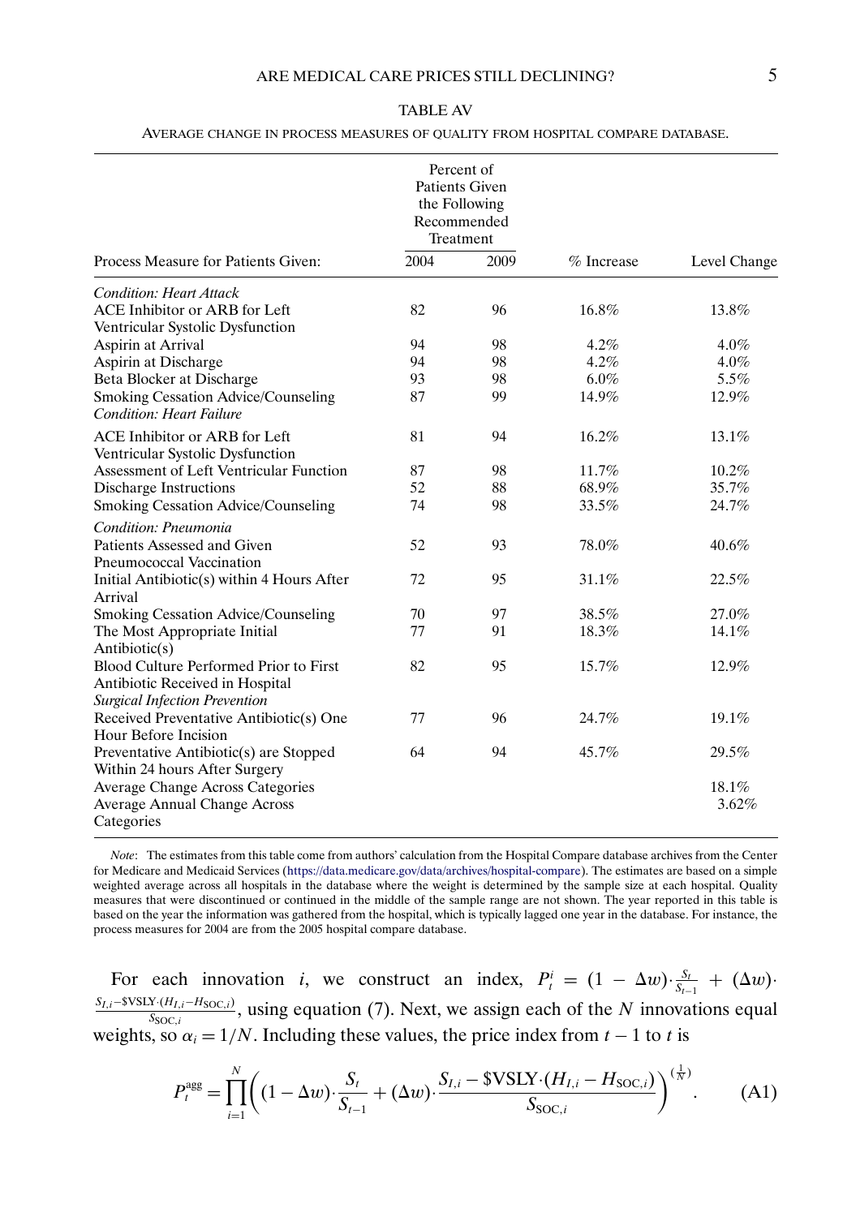TABLE AV

AVERAGE CHANGE IN PROCESS MEASURES OF QUALITY FROM HOSPITAL COMPARE DATABASE.

| Process Measure for Patients Given: | Percent of Patients Given the Following Recommended Treatment 2004 | 2009 | % Increase | Level Change |
|---|---|---|---|---|
| *Condition: Heart Attack* | | | | |
| ACE Inhibitor or ARB for Left Ventricular Systolic Dysfunction | 82 | 96 | 16.8% | 13.8% |
| Aspirin at Arrival | 94 | 98 | 4.2% | 4.0% |
| Aspirin at Discharge | 94 | 98 | 4.2% | 4.0% |
| Beta Blocker at Discharge | 93 | 98 | 6.0% | 5.5% |
| Smoking Cessation Advice/Counseling | 87 | 99 | 14.9% | 12.9% |
| *Condition: Heart Failure* | | | | |
| ACE Inhibitor or ARB for Left Ventricular Systolic Dysfunction | 81 | 94 | 16.2% | 13.1% |
| Assessment of Left Ventricular Function | 87 | 98 | 11.7% | 10.2% |
| Discharge Instructions | 52 | 88 | 68.9% | 35.7% |
| Smoking Cessation Advice/Counseling | 74 | 98 | 33.5% | 24.7% |
| *Condition: Pneumonia* | | | | |
| Patients Assessed and Given Pneumococcal Vaccination | 52 | 93 | 78.0% | 40.6% |
| Initial Antibiotic(s) within 4 Hours After Arrival | 72 | 95 | 31.1% | 22.5% |
| Smoking Cessation Advice/Counseling | 70 | 97 | 38.5% | 27.0% |
| The Most Appropriate Initial Antibiotic(s) | 77 | 91 | 18.3% | 14.1% |
| Blood Culture Performed Prior to First Antibiotic Received in Hospital | 82 | 95 | 15.7% | 12.9% |
| *Surgical Infection Prevention* | | | | |
| Received Preventative Antibiotic(s) One Hour Before Incision | 77 | 96 | 24.7% | 19.1% |
| Preventative Antibiotic(s) are Stopped Within 24 hours After Surgery | 64 | 94 | 45.7% | 29.5% |
| Average Change Across Categories | | | | 18.1% |
| Average Annual Change Across Categories | | | | 3.62% |

*Note*: The estimates from this table come from authors' calculation from the Hospital Compare database archives from the Center for Medicare and Medicaid Services (https://data.medicare.gov/data/archives/hospital-compare). The estimates are based on a simple weighted average across all hospitals in the database where the weight is determined by the sample size at each hospital. Quality measures that were discontinued or continued in the middle of the sample range are not shown. The year reported in this table is based on the year the information was gathered from the hospital, which is typically lagged one year in the database. For instance, the process measures for 2004 are from the 2005 hospital compare database.

For each innovation $i$, we construct an index, $P_t^i = (1 - \Delta w) \cdot \frac{S_t}{S_{t-1}} + (\Delta w) \cdot \frac{S_{I,i} - \$\text{VSLY} \cdot (H_{I,i} - H_{\text{SOC},i})}{S_{\text{SOC},i}}$, using equation (7). Next, we assign each of the $N$ innovations equal weights, so $\alpha_i = 1/N$. Including these values, the price index from $t-1$ to $t$ is

$$P_t^{\text{agg}} = \prod_{i=1}^{N} \left( (1 - \Delta w) \cdot \frac{S_t}{S_{t-1}} + (\Delta w) \cdot \frac{S_{I,i} - \$\text{VSLY} \cdot (H_{I,i} - H_{\text{SOC},i})}{S_{\text{SOC},i}} \right)^{\left(\frac{1}{N}\right)}. \tag{A1}$$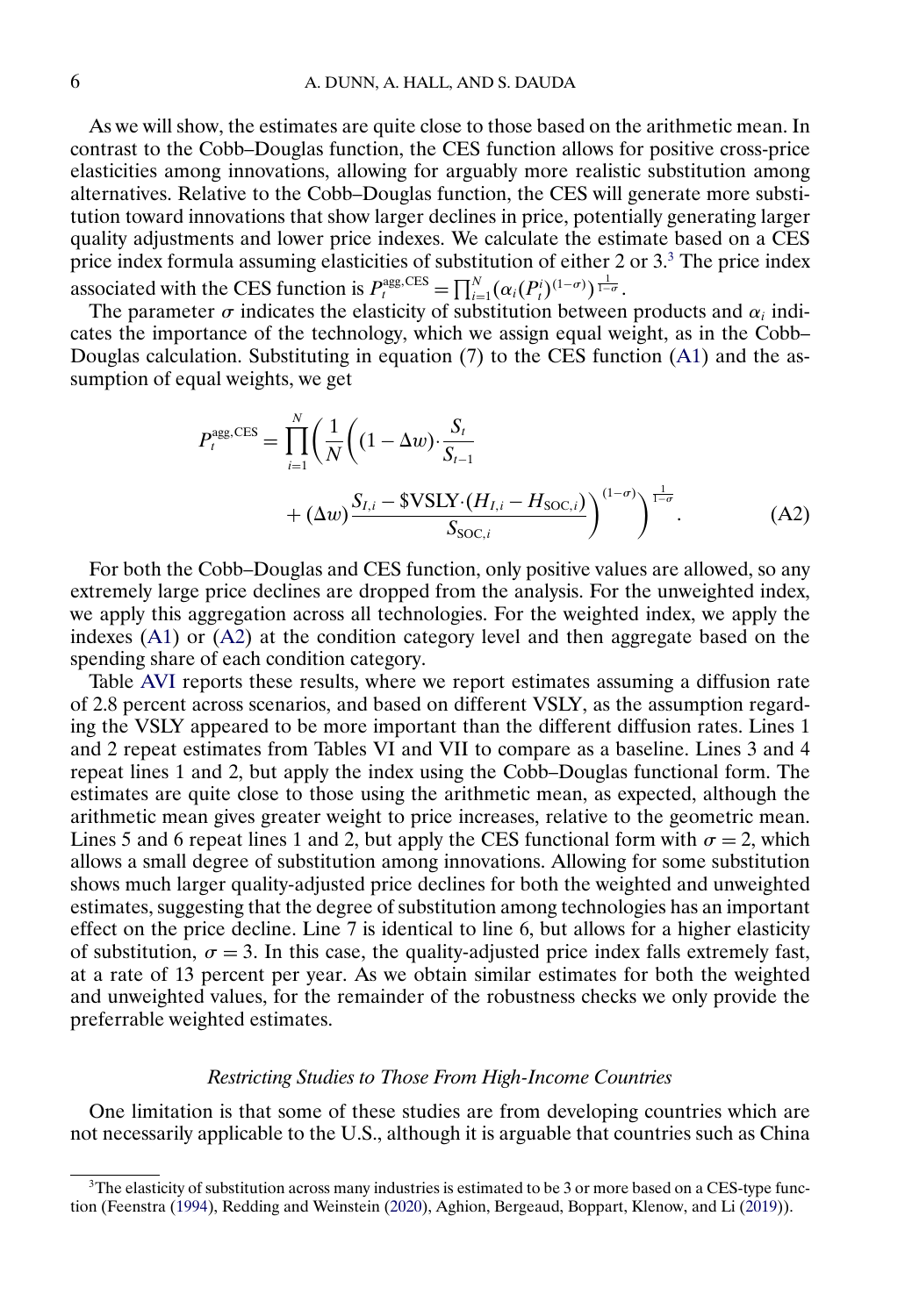As we will show, the estimates are quite close to those based on the arithmetic mean. In contrast to the Cobb–Douglas function, the CES function allows for positive cross-price elasticities among innovations, allowing for arguably more realistic substitution among alternatives. Relative to the Cobb–Douglas function, the CES will generate more substitution toward innovations that show larger declines in price, potentially generating larger quality adjustments and lower price indexes. We calculate the estimate based on a CES price index formula assuming elasticities of substitution of either 2 or 3.[3] The price index associated with the CES function is $P_t^{\text{agg,CES}} = \prod_{i=1}^{N}(\alpha_i (P_t^i)^{(1-\sigma)})^{\frac{1}{1-\sigma}}$.

The parameter $\sigma$ indicates the elasticity of substitution between products and $\alpha_i$ indicates the importance of the technology, which we assign equal weight, as in the Cobb–Douglas calculation. Substituting in equation (7) to the CES function (A1) and the assumption of equal weights, we get

$$P_t^{\text{agg,CES}} = \prod_{i=1}^{N}\left(\frac{1}{N}\left((1-\Delta w)\cdot\frac{S_t}{S_{t-1}} + (\Delta w)\frac{S_{I,i} - \$\text{VSLY}\cdot(H_{I,i} - H_{\text{SOC},i})}{S_{\text{SOC},i}}\right)^{(1-\sigma)}\right)^{\frac{1}{1-\sigma}}. \tag{A2}$$

For both the Cobb–Douglas and CES function, only positive values are allowed, so any extremely large price declines are dropped from the analysis. For the unweighted index, we apply this aggregation across all technologies. For the weighted index, we apply the indexes (A1) or (A2) at the condition category level and then aggregate based on the spending share of each condition category.

Table AVI reports these results, where we report estimates assuming a diffusion rate of 2.8 percent across scenarios, and based on different VSLY, as the assumption regarding the VSLY appeared to be more important than the different diffusion rates. Lines 1 and 2 repeat estimates from Tables VI and VII to compare as a baseline. Lines 3 and 4 repeat lines 1 and 2, but apply the index using the Cobb–Douglas functional form. The estimates are quite close to those using the arithmetic mean, as expected, although the arithmetic mean gives greater weight to price increases, relative to the geometric mean. Lines 5 and 6 repeat lines 1 and 2, but apply the CES functional form with $\sigma = 2$, which allows a small degree of substitution among innovations. Allowing for some substitution shows much larger quality-adjusted price declines for both the weighted and unweighted estimates, suggesting that the degree of substitution among technologies has an important effect on the price decline. Line 7 is identical to line 6, but allows for a higher elasticity of substitution, $\sigma = 3$. In this case, the quality-adjusted price index falls extremely fast, at a rate of 13 percent per year. As we obtain similar estimates for both the weighted and unweighted values, for the remainder of the robustness checks we only provide the preferrable weighted estimates.

### *Restricting Studies to Those From High-Income Countries*

One limitation is that some of these studies are from developing countries which are not necessarily applicable to the U.S., although it is arguable that countries such as China

[3] The elasticity of substitution across many industries is estimated to be 3 or more based on a CES-type function (Feenstra (1994), Redding and Weinstein (2020), Aghion, Bergeaud, Boppart, Klenow, and Li (2019)).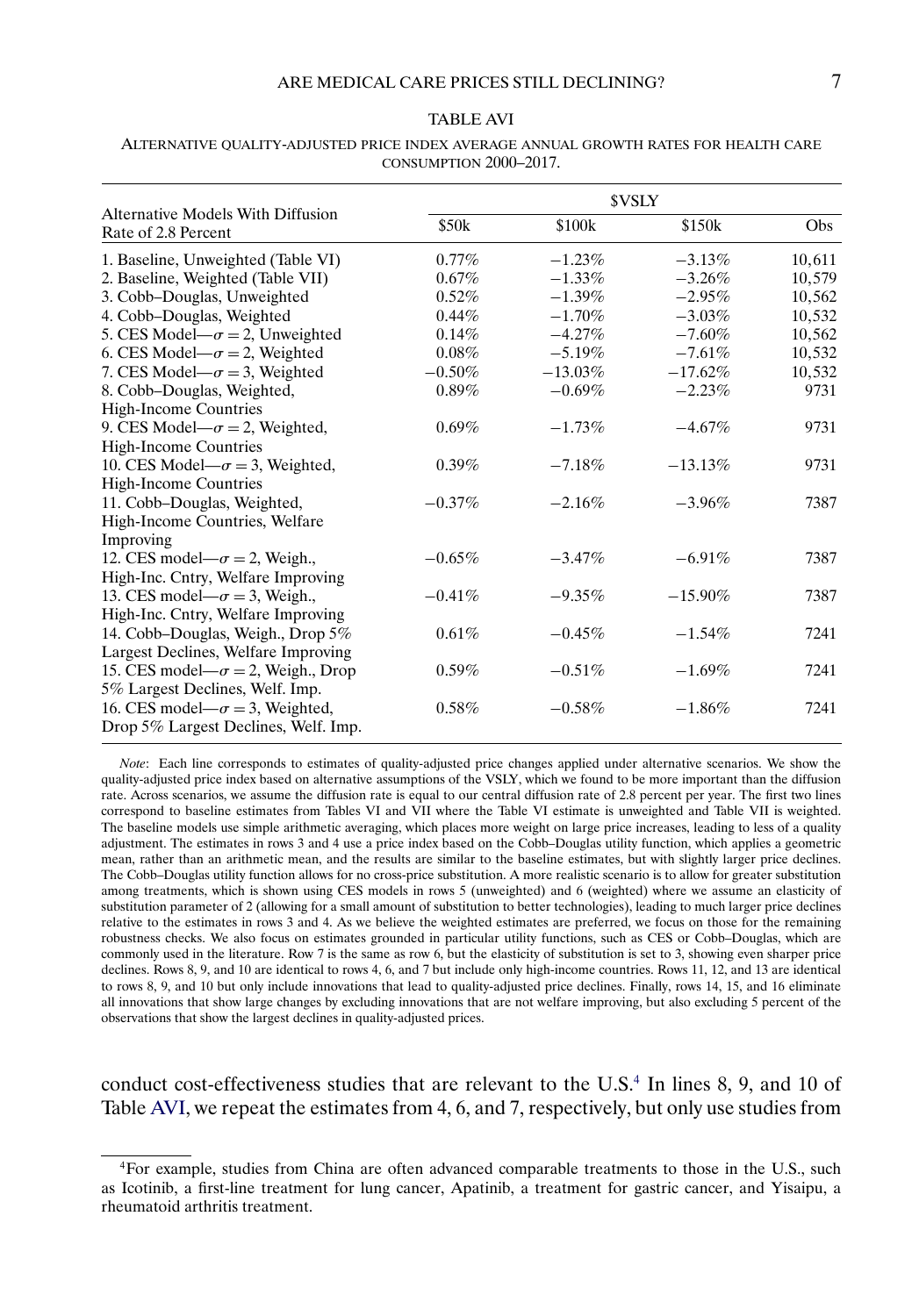TABLE AVI

ALTERNATIVE QUALITY-ADJUSTED PRICE INDEX AVERAGE ANNUAL GROWTH RATES FOR HEALTH CARE CONSUMPTION 2000–2017.

| Alternative Models With Diffusion Rate of 2.8 Percent | $VSLY | | | |
|---|---|---|---|---|
| | $50k | $100k | $150k | Obs |
| 1. Baseline, Unweighted (Table VI) | 0.77% | −1.23% | −3.13% | 10,611 |
| 2. Baseline, Weighted (Table VII) | 0.67% | −1.33% | −3.26% | 10,579 |
| 3. Cobb–Douglas, Unweighted | 0.52% | −1.39% | −2.95% | 10,562 |
| 4. Cobb–Douglas, Weighted | 0.44% | −1.70% | −3.03% | 10,532 |
| 5. CES Model—$\sigma = 2$, Unweighted | 0.14% | −4.27% | −7.60% | 10,562 |
| 6. CES Model—$\sigma = 2$, Weighted | 0.08% | −5.19% | −7.61% | 10,532 |
| 7. CES Model—$\sigma = 3$, Weighted | −0.50% | −13.03% | −17.62% | 10,532 |
| 8. Cobb–Douglas, Weighted, High-Income Countries | 0.89% | −0.69% | −2.23% | 9731 |
| 9. CES Model—$\sigma = 2$, Weighted, High-Income Countries | 0.69% | −1.73% | −4.67% | 9731 |
| 10. CES Model—$\sigma = 3$, Weighted, High-Income Countries | 0.39% | −7.18% | −13.13% | 9731 |
| 11. Cobb–Douglas, Weighted, High-Income Countries, Welfare Improving | −0.37% | −2.16% | −3.96% | 7387 |
| 12. CES model—$\sigma = 2$, Weigh., High-Inc. Cntry, Welfare Improving | −0.65% | −3.47% | −6.91% | 7387 |
| 13. CES model—$\sigma = 3$, Weigh., High-Inc. Cntry, Welfare Improving | −0.41% | −9.35% | −15.90% | 7387 |
| 14. Cobb–Douglas, Weigh., Drop 5% Largest Declines, Welfare Improving | 0.61% | −0.45% | −1.54% | 7241 |
| 15. CES model—$\sigma = 2$, Weigh., Drop 5% Largest Declines, Welf. Imp. | 0.59% | −0.51% | −1.69% | 7241 |
| 16. CES model—$\sigma = 3$, Weighted, Drop 5% Largest Declines, Welf. Imp. | 0.58% | −0.58% | −1.86% | 7241 |

*Note*: Each line corresponds to estimates of quality-adjusted price changes applied under alternative scenarios. We show the quality-adjusted price index based on alternative assumptions of the VSLY, which we found to be more important than the diffusion rate. Across scenarios, we assume the diffusion rate is equal to our central diffusion rate of 2.8 percent per year. The first two lines correspond to baseline estimates from Tables VI and VII where the Table VI estimate is unweighted and Table VII is weighted. The baseline models use simple arithmetic averaging, which places more weight on large price increases, leading to less of a quality adjustment. The estimates in rows 3 and 4 use a price index based on the Cobb–Douglas utility function, which applies a geometric mean, rather than an arithmetic mean, and the results are similar to the baseline estimates, but with slightly larger price declines. The Cobb–Douglas utility function allows for no cross-price substitution. A more realistic scenario is to allow for greater substitution among treatments, which is shown using CES models in rows 5 (unweighted) and 6 (weighted) where we assume an elasticity of substitution parameter of 2 (allowing for a small amount of substitution to better technologies), leading to much larger price declines relative to the estimates in rows 3 and 4. As we believe the weighted estimates are preferred, we focus on those for the remaining robustness checks. We also focus on estimates grounded in particular utility functions, such as CES or Cobb–Douglas, which are commonly used in the literature. Row 7 is the same as row 6, but the elasticity of substitution is set to 3, showing even sharper price declines. Rows 8, 9, and 10 are identical to rows 4, 6, and 7 but include only high-income countries. Rows 11, 12, and 13 are identical to rows 8, 9, and 10 but only include innovations that lead to quality-adjusted price declines. Finally, rows 14, 15, and 16 eliminate all innovations that show large changes by excluding innovations that are not welfare improving, but also excluding 5 percent of the observations that show the largest declines in quality-adjusted prices.

conduct cost-effectiveness studies that are relevant to the U.S.[4] In lines 8, 9, and 10 of Table AVI, we repeat the estimates from 4, 6, and 7, respectively, but only use studies from

[4]For example, studies from China are often advanced comparable treatments to those in the U.S., such as Icotinib, a first-line treatment for lung cancer, Apatinib, a treatment for gastric cancer, and Yisaipu, a rheumatoid arthritis treatment.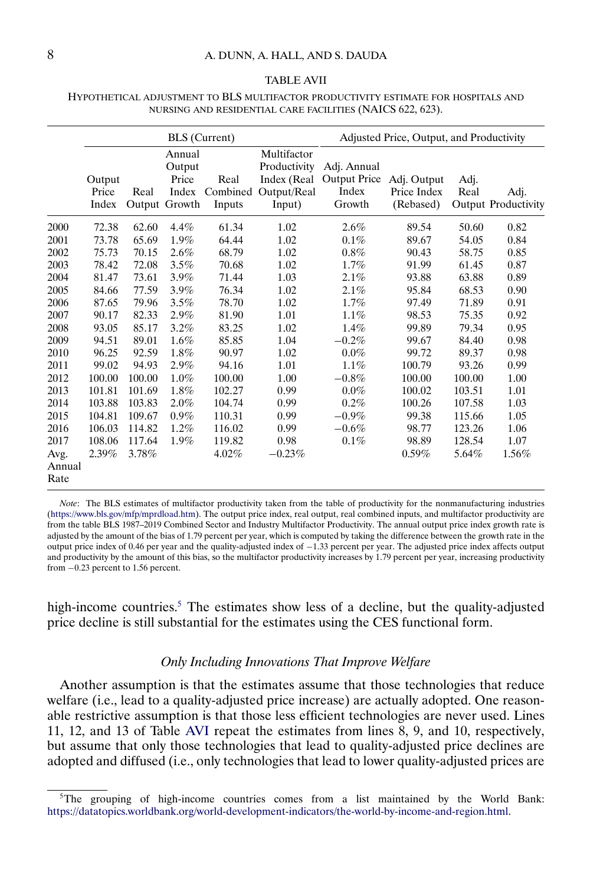TABLE AVII

HYPOTHETICAL ADJUSTMENT TO BLS MULTIFACTOR PRODUCTIVITY ESTIMATE FOR HOSPITALS AND NURSING AND RESIDENTIAL CARE FACILITIES (NAICS 622, 623).

| | BLS (Current) | | | | | Adjusted Price, Output, and Productivity | | | |
|---|---|---|---|---|---|---|---|---|---|
| | Output Price Index | Real Output | Annual Output Price Index Growth | Real Combined Inputs | Multifactor Productivity Index (Real Output/Real Input) | Adj. Annual Output Price Index Growth | Adj. Output Price Index (Rebased) | Adj. Real Output | Adj. Productivity |
| 2000 | 72.38 | 62.60 | 4.4% | 61.34 | 1.02 | 2.6% | 89.54 | 50.60 | 0.82 |
| 2001 | 73.78 | 65.69 | 1.9% | 64.44 | 1.02 | 0.1% | 89.67 | 54.05 | 0.84 |
| 2002 | 75.73 | 70.15 | 2.6% | 68.79 | 1.02 | 0.8% | 90.43 | 58.75 | 0.85 |
| 2003 | 78.42 | 72.08 | 3.5% | 70.68 | 1.02 | 1.7% | 91.99 | 61.45 | 0.87 |
| 2004 | 81.47 | 73.61 | 3.9% | 71.44 | 1.03 | 2.1% | 93.88 | 63.88 | 0.89 |
| 2005 | 84.66 | 77.59 | 3.9% | 76.34 | 1.02 | 2.1% | 95.84 | 68.53 | 0.90 |
| 2006 | 87.65 | 79.96 | 3.5% | 78.70 | 1.02 | 1.7% | 97.49 | 71.89 | 0.91 |
| 2007 | 90.17 | 82.33 | 2.9% | 81.90 | 1.01 | 1.1% | 98.53 | 75.35 | 0.92 |
| 2008 | 93.05 | 85.17 | 3.2% | 83.25 | 1.02 | 1.4% | 99.89 | 79.34 | 0.95 |
| 2009 | 94.51 | 89.01 | 1.6% | 85.85 | 1.04 | −0.2% | 99.67 | 84.40 | 0.98 |
| 2010 | 96.25 | 92.59 | 1.8% | 90.97 | 1.02 | 0.0% | 99.72 | 89.37 | 0.98 |
| 2011 | 99.02 | 94.93 | 2.9% | 94.16 | 1.01 | 1.1% | 100.79 | 93.26 | 0.99 |
| 2012 | 100.00 | 100.00 | 1.0% | 100.00 | 1.00 | −0.8% | 100.00 | 100.00 | 1.00 |
| 2013 | 101.81 | 101.69 | 1.8% | 102.27 | 0.99 | 0.0% | 100.02 | 103.51 | 1.01 |
| 2014 | 103.88 | 103.83 | 2.0% | 104.74 | 0.99 | 0.2% | 100.26 | 107.58 | 1.03 |
| 2015 | 104.81 | 109.67 | 0.9% | 110.31 | 0.99 | −0.9% | 99.38 | 115.66 | 1.05 |
| 2016 | 106.03 | 114.82 | 1.2% | 116.02 | 0.99 | −0.6% | 98.77 | 123.26 | 1.06 |
| 2017 | 108.06 | 117.64 | 1.9% | 119.82 | 0.98 | 0.1% | 98.89 | 128.54 | 1.07 |
| Avg. Annual Rate | 2.39% | 3.78% | | 4.02% | −0.23% | | 0.59% | 5.64% | 1.56% |

*Note*: The BLS estimates of multifactor productivity taken from the table of productivity for the nonmanufacturing industries (https://www.bls.gov/mfp/mprdload.htm). The output price index, real output, real combined inputs, and multifactor productivity are from the table BLS 1987–2019 Combined Sector and Industry Multifactor Productivity. The annual output price index growth rate is adjusted by the amount of the bias of 1.79 percent per year, which is computed by taking the difference between the growth rate in the output price index of 0.46 per year and the quality-adjusted index of −1.33 percent per year. The adjusted price index affects output and productivity by the amount of this bias, so the multifactor productivity increases by 1.79 percent per year, increasing productivity from −0.23 percent to 1.56 percent.

high-income countries.[5] The estimates show less of a decline, but the quality-adjusted price decline is still substantial for the estimates using the CES functional form.

### *Only Including Innovations That Improve Welfare*

Another assumption is that the estimates assume that those technologies that reduce welfare (i.e., lead to a quality-adjusted price increase) are actually adopted. One reasonable restrictive assumption is that those less efficient technologies are never used. Lines 11, 12, and 13 of Table AVI repeat the estimates from lines 8, 9, and 10, respectively, but assume that only those technologies that lead to quality-adjusted price declines are adopted and diffused (i.e., only technologies that lead to lower quality-adjusted prices are

[5] The grouping of high-income countries comes from a list maintained by the World Bank: https://datatopics.worldbank.org/world-development-indicators/the-world-by-income-and-region.html.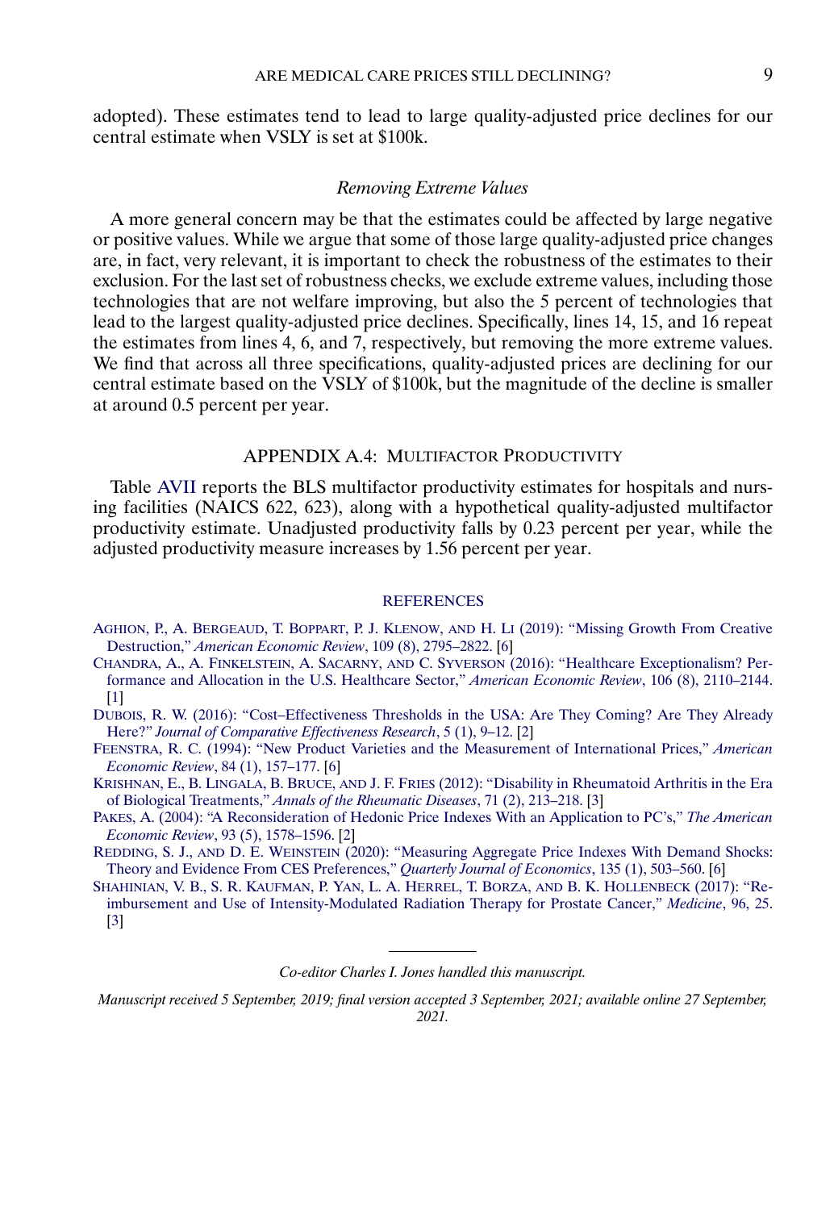adopted). These estimates tend to lead to large quality-adjusted price declines for our central estimate when VSLY is set at $100k.

### *Removing Extreme Values*

A more general concern may be that the estimates could be affected by large negative or positive values. While we argue that some of those large quality-adjusted price changes are, in fact, very relevant, it is important to check the robustness of the estimates to their exclusion. For the last set of robustness checks, we exclude extreme values, including those technologies that are not welfare improving, but also the 5 percent of technologies that lead to the largest quality-adjusted price declines. Specifically, lines 14, 15, and 16 repeat the estimates from lines 4, 6, and 7, respectively, but removing the more extreme values. We find that across all three specifications, quality-adjusted prices are declining for our central estimate based on the VSLY of $100k, but the magnitude of the decline is smaller at around 0.5 percent per year.

## APPENDIX A.4: MULTIFACTOR PRODUCTIVITY

Table AVII reports the BLS multifactor productivity estimates for hospitals and nursing facilities (NAICS 622, 623), along with a hypothetical quality-adjusted multifactor productivity estimate. Unadjusted productivity falls by 0.23 percent per year, while the adjusted productivity measure increases by 1.56 percent per year.

## REFERENCES

AGHION, P., A. BERGEAUD, T. BOPPART, P. J. KLENOW, AND H. LI (2019): "Missing Growth From Creative Destruction," *American Economic Review*, 109 (8), 2795–2822. [6]

CHANDRA, A., A. FINKELSTEIN, A. SACARNY, AND C. SYVERSON (2016): "Healthcare Exceptionalism? Performance and Allocation in the U.S. Healthcare Sector," *American Economic Review*, 106 (8), 2110–2144. [1]

DUBOIS, R. W. (2016): "Cost–Effectiveness Thresholds in the USA: Are They Coming? Are They Already Here?" *Journal of Comparative Effectiveness Research*, 5 (1), 9–12. [2]

FEENSTRA, R. C. (1994): "New Product Varieties and the Measurement of International Prices," *American Economic Review*, 84 (1), 157–177. [6]

KRISHNAN, E., B. LINGALA, B. BRUCE, AND J. F. FRIES (2012): "Disability in Rheumatoid Arthritis in the Era of Biological Treatments," *Annals of the Rheumatic Diseases*, 71 (2), 213–218. [3]

PAKES, A. (2004): "A Reconsideration of Hedonic Price Indexes With an Application to PC's," *The American Economic Review*, 93 (5), 1578–1596. [2]

REDDING, S. J., AND D. E. WEINSTEIN (2020): "Measuring Aggregate Price Indexes With Demand Shocks: Theory and Evidence From CES Preferences," *Quarterly Journal of Economics*, 135 (1), 503–560. [6]

SHAHINIAN, V. B., S. R. KAUFMAN, P. YAN, L. A. HERREL, T. BORZA, AND B. K. HOLLENBECK (2017): "Reimbursement and Use of Intensity-Modulated Radiation Therapy for Prostate Cancer," *Medicine*, 96, 25. [3]

---

*Co-editor Charles I. Jones handled this manuscript.*

*Manuscript received 5 September, 2019; final version accepted 3 September, 2021; available online 27 September, 2021.*